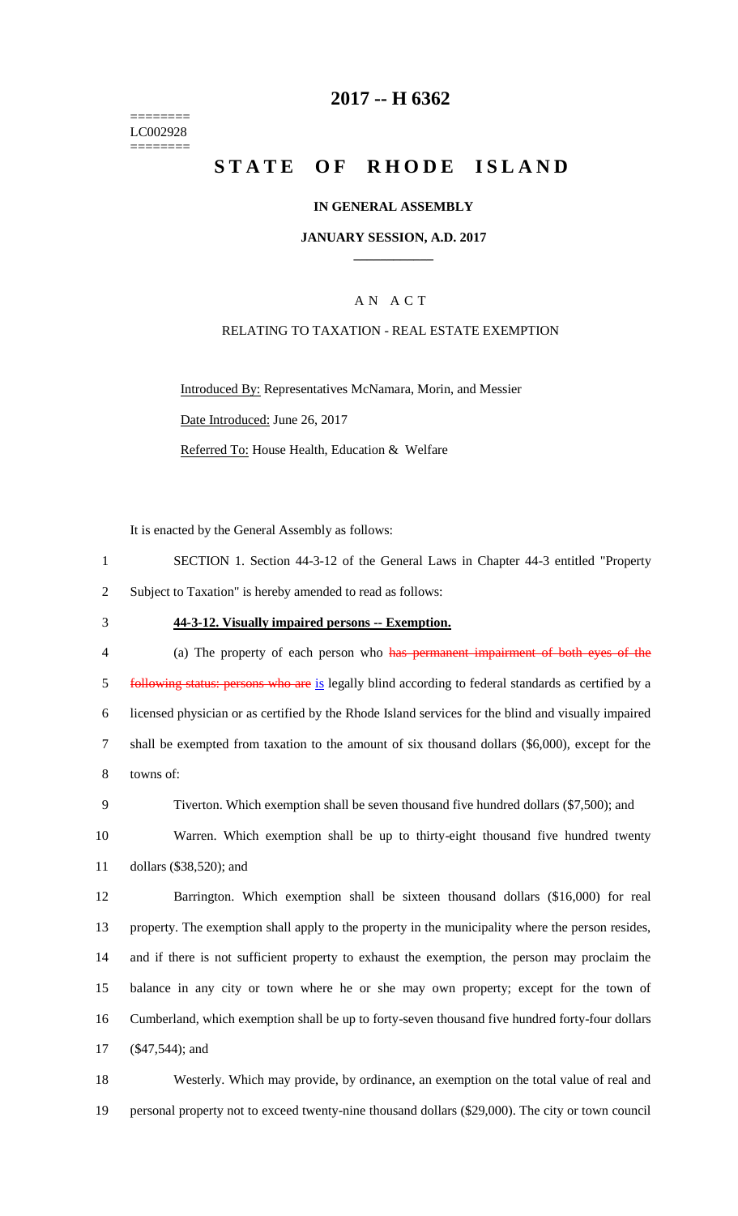========
LC002928
========

# 2017 -- H 6362

# STATE OF RHODE ISLAND

**IN GENERAL ASSEMBLY**

**JANUARY SESSION, A.D. 2017**

A N A C T

RELATING TO TAXATION - REAL ESTATE EXEMPTION

Introduced By: Representatives McNamara, Morin, and Messier

Date Introduced: June 26, 2017

Referred To: House Health, Education & Welfare

It is enacted by the General Assembly as follows:

1 SECTION 1. Section 44-3-12 of the General Laws in Chapter 44-3 entitled "Property
2 Subject to Taxation" is hereby amended to read as follows:

3 **44-3-12. Visually impaired persons -- Exemption.**

4 (a) The property of each person who ~~has permanent impairment of both eyes of the~~
5 ~~following status: persons who are~~ is legally blind according to federal standards as certified by a
6 licensed physician or as certified by the Rhode Island services for the blind and visually impaired
7 shall be exempted from taxation to the amount of six thousand dollars ($6,000), except for the
8 towns of:

9 Tiverton. Which exemption shall be seven thousand five hundred dollars ($7,500); and

10 Warren. Which exemption shall be up to thirty-eight thousand five hundred twenty
11 dollars ($38,520); and

12 Barrington. Which exemption shall be sixteen thousand dollars ($16,000) for real
13 property. The exemption shall apply to the property in the municipality where the person resides,
14 and if there is not sufficient property to exhaust the exemption, the person may proclaim the
15 balance in any city or town where he or she may own property; except for the town of
16 Cumberland, which exemption shall be up to forty-seven thousand five hundred forty-four dollars
17 ($47,544); and

18 Westerly. Which may provide, by ordinance, an exemption on the total value of real and
19 personal property not to exceed twenty-nine thousand dollars ($29,000). The city or town council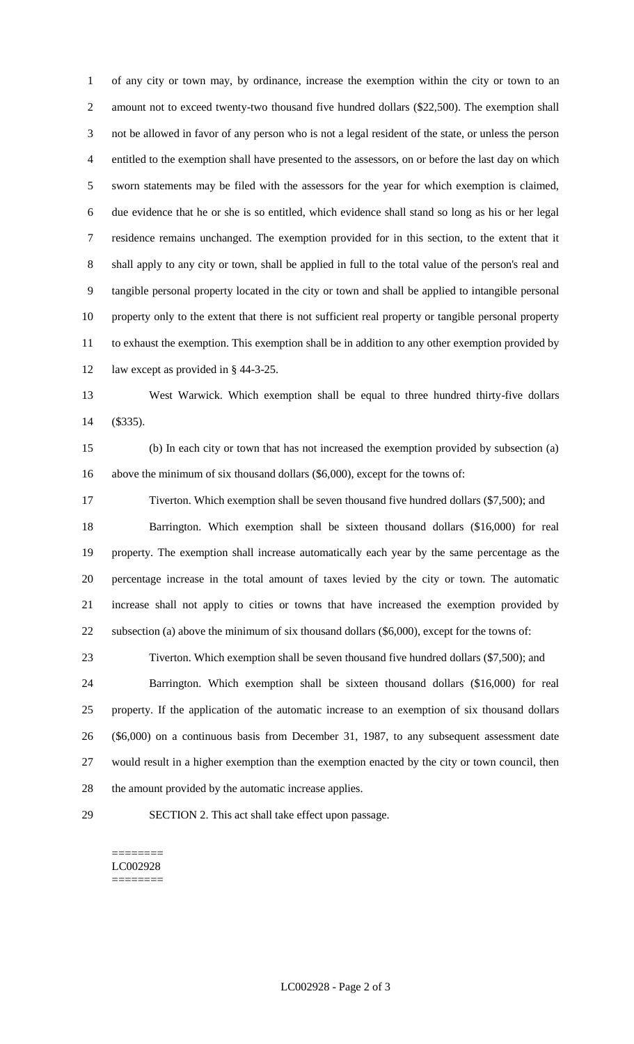of any city or town may, by ordinance, increase the exemption within the city or town to an amount not to exceed twenty-two thousand five hundred dollars ($22,500). The exemption shall not be allowed in favor of any person who is not a legal resident of the state, or unless the person entitled to the exemption shall have presented to the assessors, on or before the last day on which sworn statements may be filed with the assessors for the year for which exemption is claimed, due evidence that he or she is so entitled, which evidence shall stand so long as his or her legal residence remains unchanged. The exemption provided for in this section, to the extent that it shall apply to any city or town, shall be applied in full to the total value of the person's real and tangible personal property located in the city or town and shall be applied to intangible personal property only to the extent that there is not sufficient real property or tangible personal property to exhaust the exemption. This exemption shall be in addition to any other exemption provided by law except as provided in § 44-3-25.

West Warwick. Which exemption shall be equal to three hundred thirty-five dollars ($335).

(b) In each city or town that has not increased the exemption provided by subsection (a) above the minimum of six thousand dollars ($6,000), except for the towns of:

Tiverton. Which exemption shall be seven thousand five hundred dollars ($7,500); and

Barrington. Which exemption shall be sixteen thousand dollars ($16,000) for real property. The exemption shall increase automatically each year by the same percentage as the percentage increase in the total amount of taxes levied by the city or town. The automatic increase shall not apply to cities or towns that have increased the exemption provided by subsection (a) above the minimum of six thousand dollars ($6,000), except for the towns of:

Tiverton. Which exemption shall be seven thousand five hundred dollars ($7,500); and

Barrington. Which exemption shall be sixteen thousand dollars ($16,000) for real property. If the application of the automatic increase to an exemption of six thousand dollars ($6,000) on a continuous basis from December 31, 1987, to any subsequent assessment date would result in a higher exemption than the exemption enacted by the city or town council, then the amount provided by the automatic increase applies.

SECTION 2. This act shall take effect upon passage.

========
LC002928
========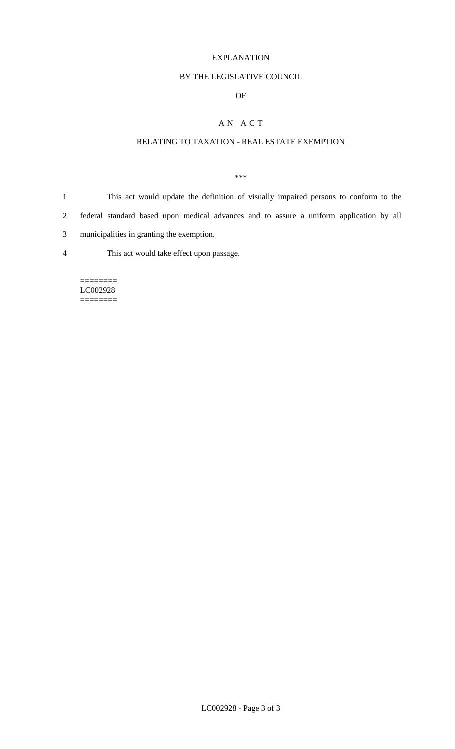EXPLANATION

BY THE LEGISLATIVE COUNCIL

OF

# A N A C T

RELATING TO TAXATION - REAL ESTATE EXEMPTION

\*\*\*

1 This act would update the definition of visually impaired persons to conform to the
2 federal standard based upon medical advances and to assure a uniform application by all
3 municipalities in granting the exemption.

4 This act would take effect upon passage.

========
LC002928
========